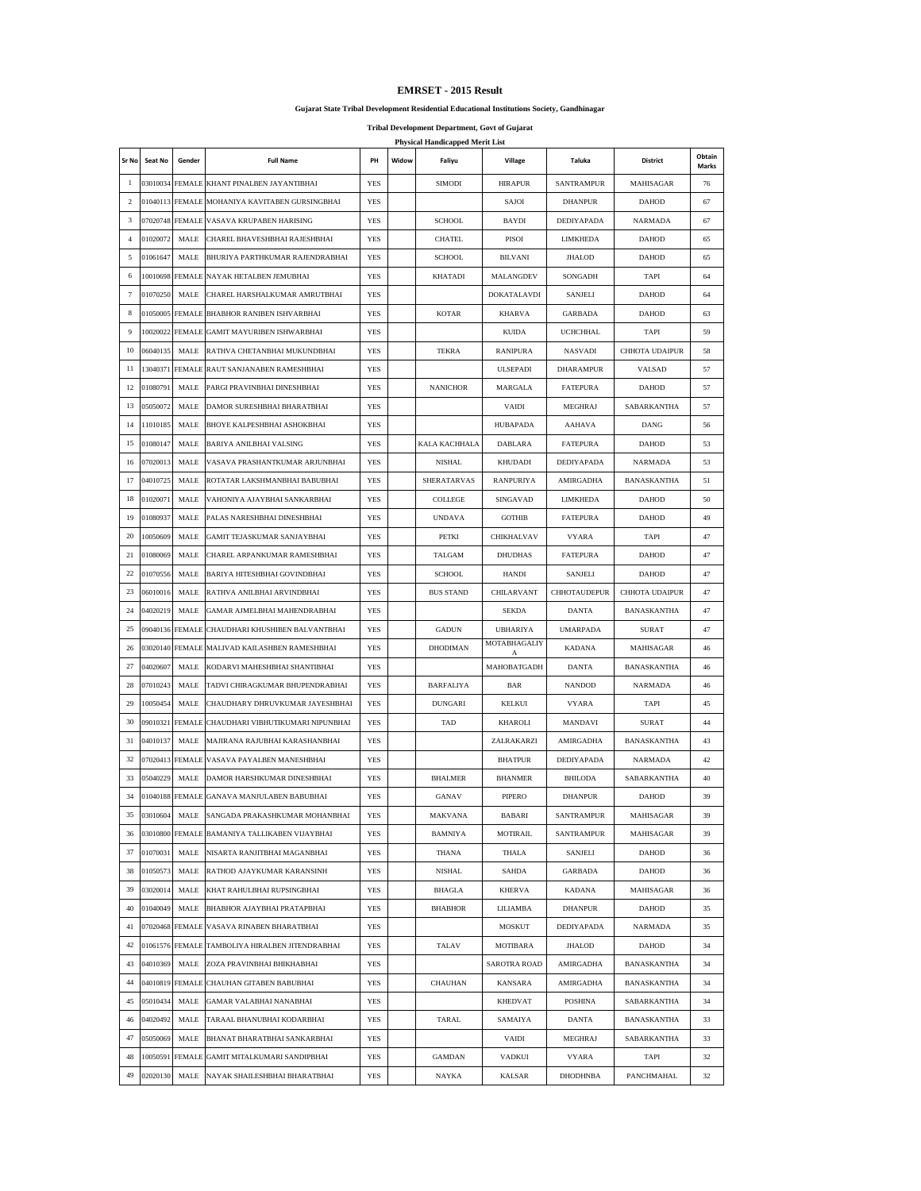# EMRSET - 2015 Result

### Gujarat State Tribal Development Residential Educational Institutions Society, Gandhinagar

### Tribal Development Department, Govt of Gujarat

**Physical Handicapped Merit List**

| Sr No | Seat No | Gender | Full Name | PH | Widow | Faliyu | Village | Taluka | District | Obtain Marks |
|---|---|---|---|---|---|---|---|---|---|---|
| 1 | 03010034 | FEMALE | KHANT PINALBEN JAYANTIBHAI | YES | | SIMODI | HIRAPUR | SANTRAMPUR | MAHISAGAR | 76 |
| 2 | 01040113 | FEMALE | MOHANIYA KAVITABEN GURSINGBHAI | YES | | | SAJOI | DHANPUR | DAHOD | 67 |
| 3 | 07020748 | FEMALE | VASAVA KRUPABEN HARISING | YES | | SCHOOL | BAYDI | DEDIYAPADA | NARMADA | 67 |
| 4 | 01020072 | MALE | CHAREL BHAVESHBHAI RAJESHBHAI | YES | | CHATEL | PISOI | LIMKHEDA | DAHOD | 65 |
| 5 | 01061647 | MALE | BHURIYA PARTHKUMAR RAJENDRABHAI | YES | | SCHOOL | BILVANI | JHALOD | DAHOD | 65 |
| 6 | 10010698 | FEMALE | NAYAK HETALBEN JEMUBHAI | YES | | KHATADI | MALANGDEV | SONGADH | TAPI | 64 |
| 7 | 01070250 | MALE | CHAREL HARSHALKUMAR AMRUTBHAI | YES | | | DOKATALAVDI | SANJELI | DAHOD | 64 |
| 8 | 01050005 | FEMALE | BHABHOR RANIBEN ISHVARBHAI | YES | | KOTAR | KHARVA | GARBADA | DAHOD | 63 |
| 9 | 10020022 | FEMALE | GAMIT MAYURIBEN ISHWARBHAI | YES | | | KUIDA | UCHCHHAL | TAPI | 59 |
| 10 | 06040135 | MALE | RATHVA CHETANBHAI MUKUNDBHAI | YES | | TEKRA | RANIPURA | NASVADI | CHHOTA UDAIPUR | 58 |
| 11 | 13040371 | FEMALE | RAUT SANJANABEN RAMESHBHAI | YES | | | ULSEPADI | DHARAMPUR | VALSAD | 57 |
| 12 | 01080791 | MALE | PARGI PRAVINBHAI DINESHBHAI | YES | | NANICHOR | MARGALA | FATEPURA | DAHOD | 57 |
| 13 | 05050072 | MALE | DAMOR SURESHBHAI BHARATBHAI | YES | | | VAIDI | MEGHRAJ | SABARKANTHA | 57 |
| 14 | 11010185 | MALE | BHOYE KALPESHBHAI ASHOKBHAI | YES | | | HUBAPADA | AAHAVA | DANG | 56 |
| 15 | 01080147 | MALE | BARIYA ANILBHAI VALSING | YES | | KALA KACHHALA | DABLARA | FATEPURA | DAHOD | 53 |
| 16 | 07020013 | MALE | VASAVA PRASHANTKUMAR ARJUNBHAI | YES | | NISHAL | KHUDADI | DEDIYAPADA | NARMADA | 53 |
| 17 | 04010725 | MALE | ROTATAR LAKSHMANBHAI BABUBHAI | YES | | SHERATARVAS | RANPURIYA | AMIRGADHA | BANASKANTHA | 51 |
| 18 | 01020071 | MALE | VAHONIYA AJAYBHAI SANKARBHAI | YES | | COLLEGE | SINGAVAD | LIMKHEDA | DAHOD | 50 |
| 19 | 01080937 | MALE | PALAS NARESHBHAI DINESHBHAI | YES | | UNDAVA | GOTHIB | FATEPURA | DAHOD | 49 |
| 20 | 10050609 | MALE | GAMIT TEJASKUMAR SANJAYBHAI | YES | | PETKI | CHIKHALVAV | VYARA | TAPI | 47 |
| 21 | 01080069 | MALE | CHAREL ARPANKUMAR RAMESHBHAI | YES | | TALGAM | DHUDHAS | FATEPURA | DAHOD | 47 |
| 22 | 01070556 | MALE | BARIYA HITESHBHAI GOVINDBHAI | YES | | SCHOOL | HANDI | SANJELI | DAHOD | 47 |
| 23 | 06010016 | MALE | RATHVA ANILBHAI ARVINDBHAI | YES | | BUS STAND | CHILARVANT | CHHOTAUDEPUR | CHHOTA UDAIPUR | 47 |
| 24 | 04020219 | MALE | GAMAR AJMELBHAI MAHENDRABHAI | YES | | | SEKDA | DANTA | BANASKANTHA | 47 |
| 25 | 09040136 | FEMALE | CHAUDHARI KHUSHIBEN BALVANTBHAI | YES | | GADUN | UBHARIYA | UMARPADA | SURAT | 47 |
| 26 | 03020140 | FEMALE | MALIVAD KAILASHBEN RAMESHBHAI | YES | | DHODIMAN | MOTABHAGALIYA | KADANA | MAHISAGAR | 46 |
| 27 | 04020607 | MALE | KODARVI MAHESHBHAI SHANTIBHAI | YES | | | MAHOBATGADH | DANTA | BANASKANTHA | 46 |
| 28 | 07010243 | MALE | TADVI CHIRAGKUMAR BHUPENDRABHAI | YES | | BARFALIYA | BAR | NANDOD | NARMADA | 46 |
| 29 | 10050454 | MALE | CHAUDHARY DHRUVKUMAR JAYESHBHAI | YES | | DUNGARI | KELKUI | VYARA | TAPI | 45 |
| 30 | 09010321 | FEMALE | CHAUDHARI VIBHUTIKUMARI NIPUNBHAI | YES | | TAD | KHAROLI | MANDAVI | SURAT | 44 |
| 31 | 04010137 | MALE | MAJIRANA RAJUBHAI KARASHANBHAI | YES | | | ZALRAKARZI | AMIRGADHA | BANASKANTHA | 43 |
| 32 | 07020413 | FEMALE | VASAVA PAYALBEN MANESHBHAI | YES | | | BHATPUR | DEDIYAPADA | NARMADA | 42 |
| 33 | 05040229 | MALE | DAMOR HARSHKUMAR DINESHBHAI | YES | | BHALMER | BHANMER | BHILODA | SABARKANTHA | 40 |
| 34 | 01040188 | FEMALE | GANAVA MANJULABEN BABUBHAI | YES | | GANAV | PIPERO | DHANPUR | DAHOD | 39 |
| 35 | 03010604 | MALE | SANGADA PRAKASHKUMAR MOHANBHAI | YES | | MAKVANA | BABARI | SANTRAMPUR | MAHISAGAR | 39 |
| 36 | 03010800 | FEMALE | BAMANIYA TALLIKABEN VIJAYBHAI | YES | | BAMNIYA | MOTIRAIL | SANTRAMPUR | MAHISAGAR | 39 |
| 37 | 01070031 | MALE | NISARTA RANJITBHAI MAGANBHAI | YES | | THANA | THALA | SANJELI | DAHOD | 36 |
| 38 | 01050573 | MALE | RATHOD AJAYKUMAR KARANSINH | YES | | NISHAL | SAHDA | GARBADA | DAHOD | 36 |
| 39 | 03020014 | MALE | KHAT RAHULBHAI RUPSINGBHAI | YES | | BHAGLA | KHERVA | KADANA | MAHISAGAR | 36 |
| 40 | 01040049 | MALE | BHABHOR AJAYBHAI PRATAPBHAI | YES | | BHABHOR | LILIAMBA | DHANPUR | DAHOD | 35 |
| 41 | 07020468 | FEMALE | VASAVA RINABEN BHARATBHAI | YES | | | MOSKUT | DEDIYAPADA | NARMADA | 35 |
| 42 | 01061576 | FEMALE | TAMBOLIYA HIRALBEN JITENDRABHAI | YES | | TALAV | MOTIBARA | JHALOD | DAHOD | 34 |
| 43 | 04010369 | MALE | ZOZA PRAVINBHAI BHIKHABHAI | YES | | | SAROTRA ROAD | AMIRGADHA | BANASKANTHA | 34 |
| 44 | 04010819 | FEMALE | CHAUHAN GITABEN BABUBHAI | YES | | CHAUHAN | KANSARA | AMIRGADHA | BANASKANTHA | 34 |
| 45 | 05010434 | MALE | GAMAR VALABHAI NANABHAI | YES | | | KHEDVAT | POSHINA | SABARKANTHA | 34 |
| 46 | 04020492 | MALE | TARAAL BHANUBHAI KODARBHAI | YES | | TARAL | SAMAIYA | DANTA | BANASKANTHA | 33 |
| 47 | 05050069 | MALE | BHANAT BHARATBHAI SANKARBHAI | YES | | | VAIDI | MEGHRAJ | SABARKANTHA | 33 |
| 48 | 10050591 | FEMALE | GAMIT MITALKUMARI SANDIPBHAI | YES | | GAMDAN | VADKUI | VYARA | TAPI | 32 |
| 49 | 02020130 | MALE | NAYAK SHAILESHBHAI BHARATBHAI | YES | | NAYKA | KALSAR | DHODHNBA | PANCHMAHAL | 32 |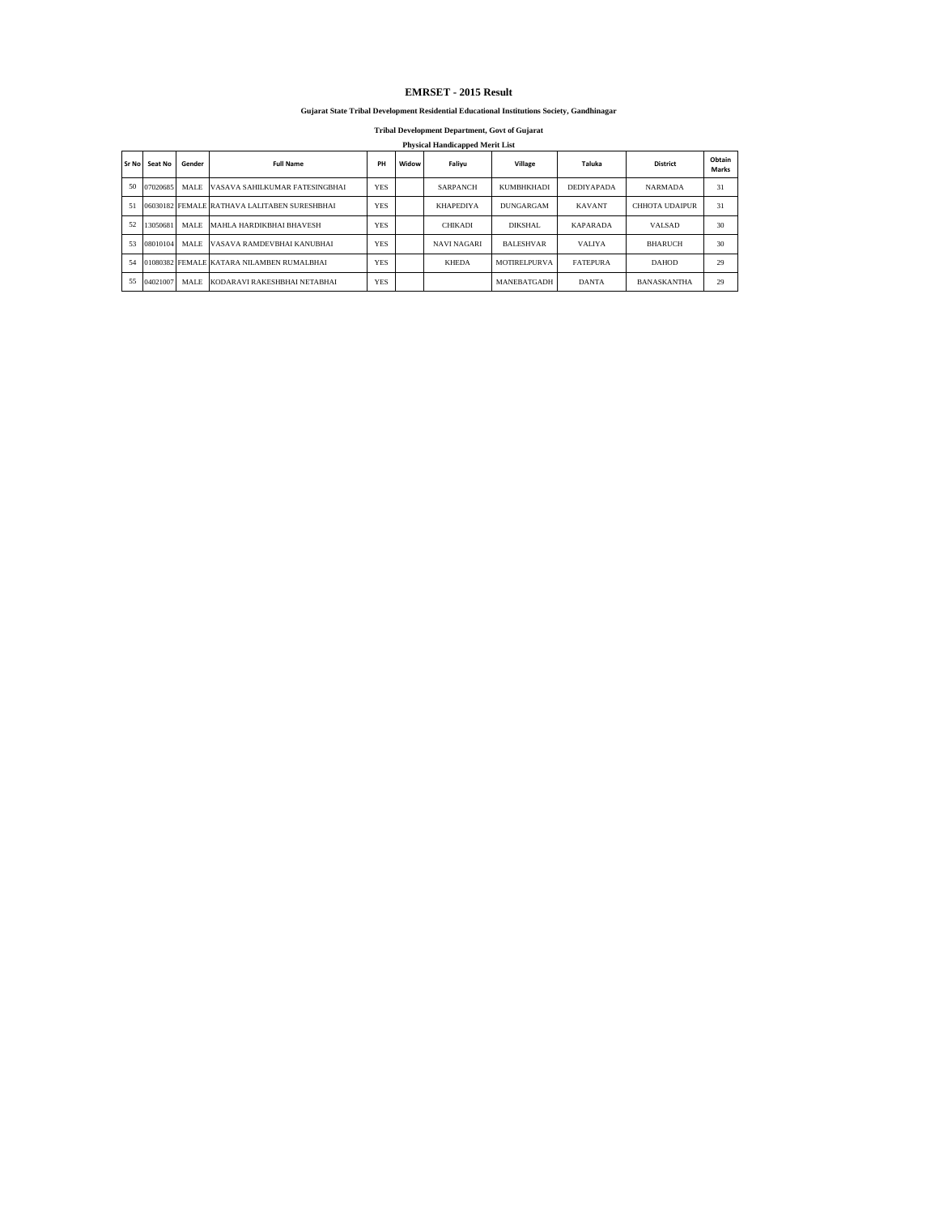# EMRSET - 2015 Result

**Gujarat State Tribal Development Residential Educational Institutions Society, Gandhinagar**

**Tribal Development Department, Govt of Gujarat**

**Physical Handicapped Merit List**

| Sr No | Seat No | Gender | Full Name | PH | Widow | Faliyu | Village | Taluka | District | Obtain Marks |
|---|---|---|---|---|---|---|---|---|---|---|
| 50 | 07020685 | MALE | VASAVA SAHILKUMAR FATESINGBHAI | YES | | SARPANCH | KUMBHKHADI | DEDIYAPADA | NARMADA | 31 |
| 51 | 06030182 | FEMALE | RATHAVA LALITABEN SURESHBHAI | YES | | KHAPEDIYA | DUNGARGAM | KAVANT | CHHOTA UDAIPUR | 31 |
| 52 | 13050681 | MALE | MAHLA HARDIKBHAI BHAVESH | YES | | CHIKADI | DIKSHAL | KAPARADA | VALSAD | 30 |
| 53 | 08010104 | MALE | VASAVA RAMDEVBHAI KANUBHAI | YES | | NAVI NAGARI | BALESHVAR | VALIYA | BHARUCH | 30 |
| 54 | 01080382 | FEMALE | KATARA NILAMBEN RUMALBHAI | YES | | KHEDA | MOTIRELPURVA | FATEPURA | DAHOD | 29 |
| 55 | 04021007 | MALE | KODARAVI RAKESHBHAI NETABHAI | YES | | | MANEBATGADH | DANTA | BANASKANTHA | 29 |